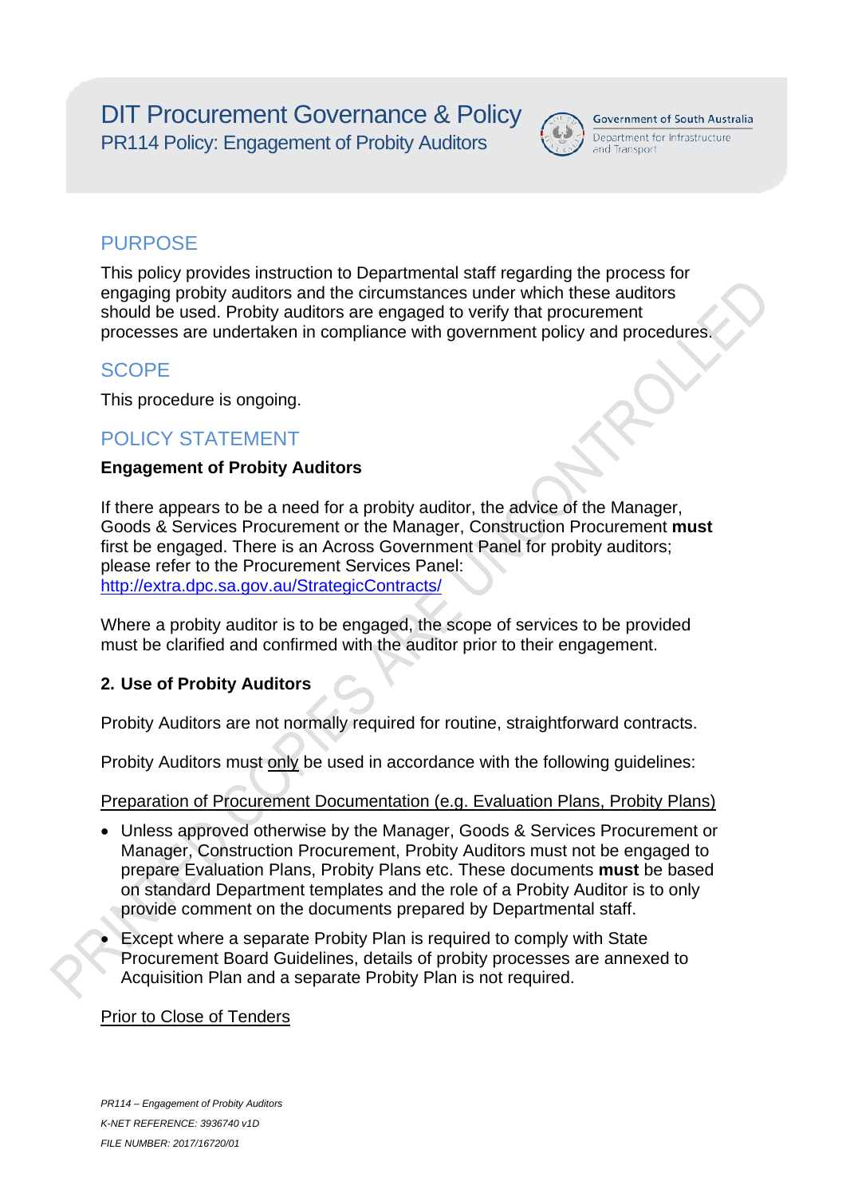# DIT Procurement Governance & Policy

PR114 Policy: Engagement of Probity Auditors

Government of South Australia
Department for Infrastructure and Transport

## PURPOSE

This policy provides instruction to Departmental staff regarding the process for engaging probity auditors and the circumstances under which these auditors should be used. Probity auditors are engaged to verify that procurement processes are undertaken in compliance with government policy and procedures.

## SCOPE

This procedure is ongoing.

## POLICY STATEMENT

**Engagement of Probity Auditors**

If there appears to be a need for a probity auditor, the advice of the Manager, Goods & Services Procurement or the Manager, Construction Procurement **must** first be engaged. There is an Across Government Panel for probity auditors; please refer to the Procurement Services Panel: http://extra.dpc.sa.gov.au/StrategicContracts/

Where a probity auditor is to be engaged, the scope of services to be provided must be clarified and confirmed with the auditor prior to their engagement.

**2. Use of Probity Auditors**

Probity Auditors are not normally required for routine, straightforward contracts.

Probity Auditors must <u>only</u> be used in accordance with the following guidelines:

<u>Preparation of Procurement Documentation (e.g. Evaluation Plans, Probity Plans)</u>

- Unless approved otherwise by the Manager, Goods & Services Procurement or Manager, Construction Procurement, Probity Auditors must not be engaged to prepare Evaluation Plans, Probity Plans etc. These documents **must** be based on standard Department templates and the role of a Probity Auditor is to only provide comment on the documents prepared by Departmental staff.
- Except where a separate Probity Plan is required to comply with State Procurement Board Guidelines, details of probity processes are annexed to Acquisition Plan and a separate Probity Plan is not required.

<u>Prior to Close of Tenders</u>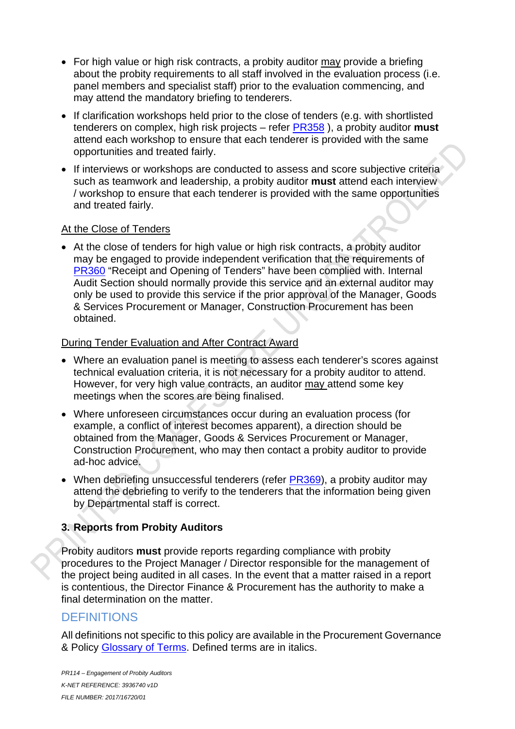- For high value or high risk contracts, a probity auditor may provide a briefing about the probity requirements to all staff involved in the evaluation process (i.e. panel members and specialist staff) prior to the evaluation commencing, and may attend the mandatory briefing to tenderers.
- If clarification workshops held prior to the close of tenders (e.g. with shortlisted tenderers on complex, high risk projects – refer PR358 ), a probity auditor **must** attend each workshop to ensure that each tenderer is provided with the same opportunities and treated fairly.
- If interviews or workshops are conducted to assess and score subjective criteria such as teamwork and leadership, a probity auditor **must** attend each interview / workshop to ensure that each tenderer is provided with the same opportunities and treated fairly.

At the Close of Tenders

- At the close of tenders for high value or high risk contracts, a probity auditor may be engaged to provide independent verification that the requirements of PR360 "Receipt and Opening of Tenders" have been complied with. Internal Audit Section should normally provide this service and an external auditor may only be used to provide this service if the prior approval of the Manager, Goods & Services Procurement or Manager, Construction Procurement has been obtained.

During Tender Evaluation and After Contract Award

- Where an evaluation panel is meeting to assess each tenderer's scores against technical evaluation criteria, it is not necessary for a probity auditor to attend. However, for very high value contracts, an auditor may attend some key meetings when the scores are being finalised.
- Where unforeseen circumstances occur during an evaluation process (for example, a conflict of interest becomes apparent), a direction should be obtained from the Manager, Goods & Services Procurement or Manager, Construction Procurement, who may then contact a probity auditor to provide ad-hoc advice.
- When debriefing unsuccessful tenderers (refer PR369), a probity auditor may attend the debriefing to verify to the tenderers that the information being given by Departmental staff is correct.

### 3. Reports from Probity Auditors

Probity auditors **must** provide reports regarding compliance with probity procedures to the Project Manager / Director responsible for the management of the project being audited in all cases. In the event that a matter raised in a report is contentious, the Director Finance & Procurement has the authority to make a final determination on the matter.

## DEFINITIONS

All definitions not specific to this policy are available in the Procurement Governance & Policy Glossary of Terms. Defined terms are in italics.

*PR114 – Engagement of Probity Auditors*
*K-NET REFERENCE: 3936740 v1D*
*FILE NUMBER: 2017/16720/01*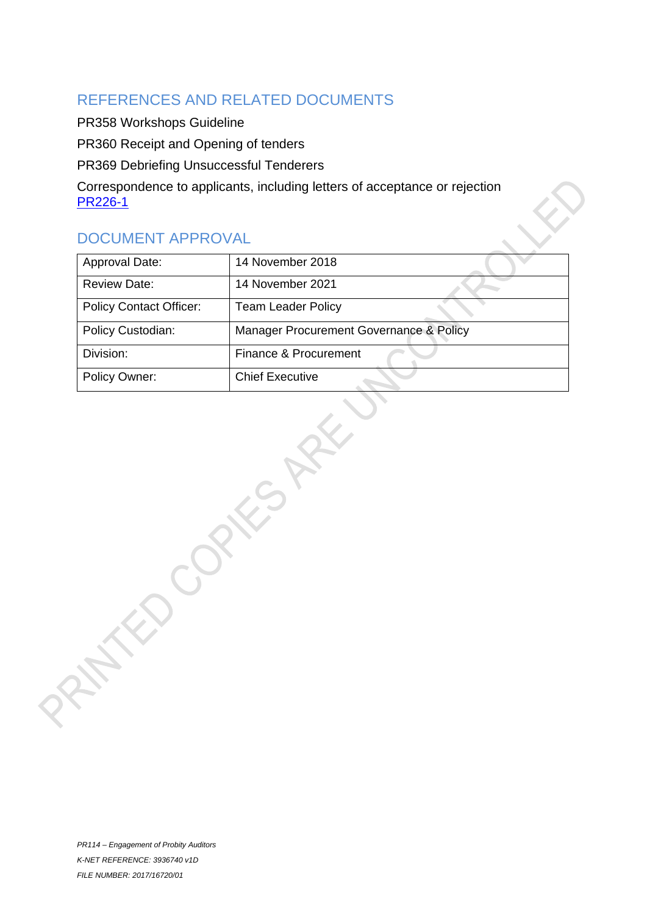## REFERENCES AND RELATED DOCUMENTS

PR358 Workshops Guideline

PR360 Receipt and Opening of tenders

PR369 Debriefing Unsuccessful Tenderers

Correspondence to applicants, including letters of acceptance or rejection PR226-1

## DOCUMENT APPROVAL

| | |
|---|---|
| Approval Date: | 14 November 2018 |
| Review Date: | 14 November 2021 |
| Policy Contact Officer: | Team Leader Policy |
| Policy Custodian: | Manager Procurement Governance & Policy |
| Division: | Finance & Procurement |
| Policy Owner: | Chief Executive |